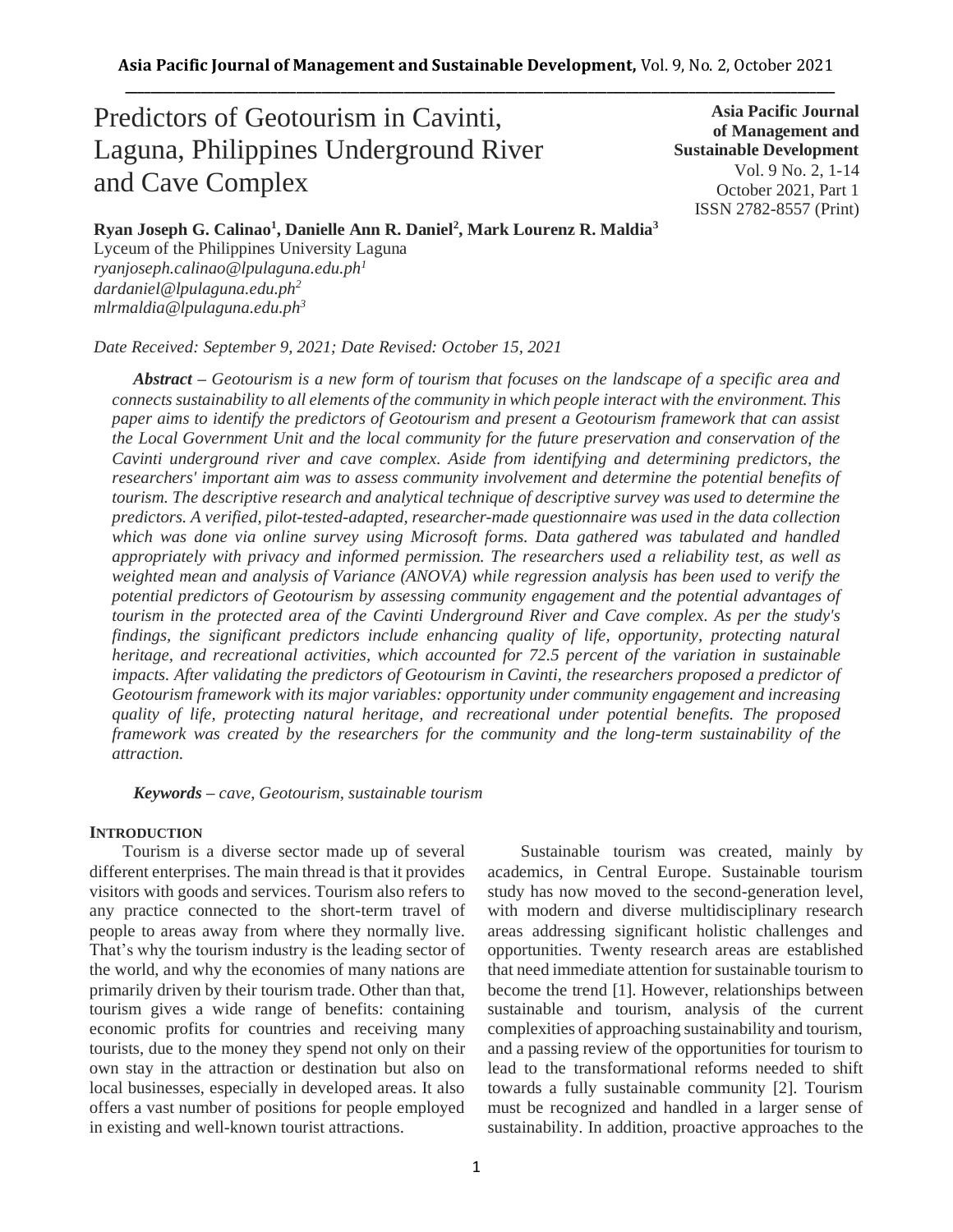# Predictors of Geotourism in Cavinti, Laguna, Philippines Underground River and Cave Complex

**Asia Pacific Journal of Management and Sustainable Development**
Vol. 9 No. 2, 1-14
October 2021, Part 1
ISSN 2782-8557 (Print)

**Ryan Joseph G. Calinao[1], Danielle Ann R. Daniel[2], Mark Lourenz R. Maldia[3]**
Lyceum of the Philippines University Laguna
*ryanjoseph.calinao@lpulaguna.edu.ph[1]*
*dardaniel@lpulaguna.edu.ph[2]*
*mlrmaldia@lpulaguna.edu.ph[3]*

*Date Received: September 9, 2021; Date Revised: October 15, 2021*

***Abstract*** *– Geotourism is a new form of tourism that focuses on the landscape of a specific area and connects sustainability to all elements of the community in which people interact with the environment. This paper aims to identify the predictors of Geotourism and present a Geotourism framework that can assist the Local Government Unit and the local community for the future preservation and conservation of the Cavinti underground river and cave complex. Aside from identifying and determining predictors, the researchers' important aim was to assess community involvement and determine the potential benefits of tourism. The descriptive research and analytical technique of descriptive survey was used to determine the predictors. A verified, pilot-tested-adapted, researcher-made questionnaire was used in the data collection which was done via online survey using Microsoft forms. Data gathered was tabulated and handled appropriately with privacy and informed permission. The researchers used a reliability test, as well as weighted mean and analysis of Variance (ANOVA) while regression analysis has been used to verify the potential predictors of Geotourism by assessing community engagement and the potential advantages of tourism in the protected area of the Cavinti Underground River and Cave complex. As per the study's findings, the significant predictors include enhancing quality of life, opportunity, protecting natural heritage, and recreational activities, which accounted for 72.5 percent of the variation in sustainable impacts. After validating the predictors of Geotourism in Cavinti, the researchers proposed a predictor of Geotourism framework with its major variables: opportunity under community engagement and increasing quality of life, protecting natural heritage, and recreational under potential benefits. The proposed framework was created by the researchers for the community and the long-term sustainability of the attraction.*

***Keywords*** *– cave, Geotourism, sustainable tourism*

## INTRODUCTION

Tourism is a diverse sector made up of several different enterprises. The main thread is that it provides visitors with goods and services. Tourism also refers to any practice connected to the short-term travel of people to areas away from where they normally live. That's why the tourism industry is the leading sector of the world, and why the economies of many nations are primarily driven by their tourism trade. Other than that, tourism gives a wide range of benefits: containing economic profits for countries and receiving many tourists, due to the money they spend not only on their own stay in the attraction or destination but also on local businesses, especially in developed areas. It also offers a vast number of positions for people employed in existing and well-known tourist attractions.

Sustainable tourism was created, mainly by academics, in Central Europe. Sustainable tourism study has now moved to the second-generation level, with modern and diverse multidisciplinary research areas addressing significant holistic challenges and opportunities. Twenty research areas are established that need immediate attention for sustainable tourism to become the trend [1]. However, relationships between sustainable and tourism, analysis of the current complexities of approaching sustainability and tourism, and a passing review of the opportunities for tourism to lead to the transformational reforms needed to shift towards a fully sustainable community [2]. Tourism must be recognized and handled in a larger sense of sustainability. In addition, proactive approaches to the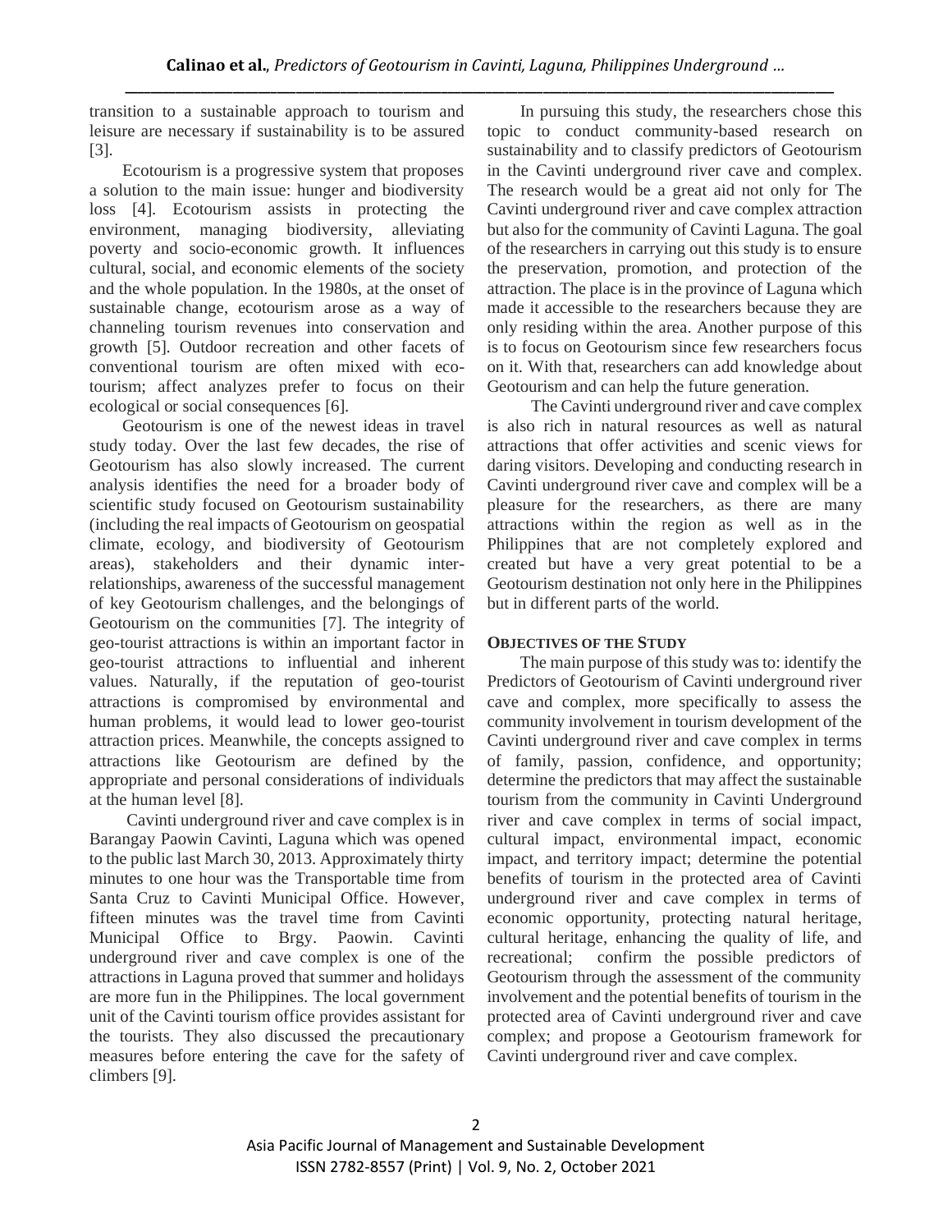transition to a sustainable approach to tourism and leisure are necessary if sustainability is to be assured [3].

Ecotourism is a progressive system that proposes a solution to the main issue: hunger and biodiversity loss [4]. Ecotourism assists in protecting the environment, managing biodiversity, alleviating poverty and socio-economic growth. It influences cultural, social, and economic elements of the society and the whole population. In the 1980s, at the onset of sustainable change, ecotourism arose as a way of channeling tourism revenues into conservation and growth [5]. Outdoor recreation and other facets of conventional tourism are often mixed with eco-tourism; affect analyzes prefer to focus on their ecological or social consequences [6].

Geotourism is one of the newest ideas in travel study today. Over the last few decades, the rise of Geotourism has also slowly increased. The current analysis identifies the need for a broader body of scientific study focused on Geotourism sustainability (including the real impacts of Geotourism on geospatial climate, ecology, and biodiversity of Geotourism areas), stakeholders and their dynamic inter-relationships, awareness of the successful management of key Geotourism challenges, and the belongings of Geotourism on the communities [7]. The integrity of geo-tourist attractions is within an important factor in geo-tourist attractions to influential and inherent values. Naturally, if the reputation of geo-tourist attractions is compromised by environmental and human problems, it would lead to lower geo-tourist attraction prices. Meanwhile, the concepts assigned to attractions like Geotourism are defined by the appropriate and personal considerations of individuals at the human level [8].

Cavinti underground river and cave complex is in Barangay Paowin Cavinti, Laguna which was opened to the public last March 30, 2013. Approximately thirty minutes to one hour was the Transportable time from Santa Cruz to Cavinti Municipal Office. However, fifteen minutes was the travel time from Cavinti Municipal Office to Brgy. Paowin. Cavinti underground river and cave complex is one of the attractions in Laguna proved that summer and holidays are more fun in the Philippines. The local government unit of the Cavinti tourism office provides assistant for the tourists. They also discussed the precautionary measures before entering the cave for the safety of climbers [9].

In pursuing this study, the researchers chose this topic to conduct community-based research on sustainability and to classify predictors of Geotourism in the Cavinti underground river cave and complex. The research would be a great aid not only for The Cavinti underground river and cave complex attraction but also for the community of Cavinti Laguna. The goal of the researchers in carrying out this study is to ensure the preservation, promotion, and protection of the attraction. The place is in the province of Laguna which made it accessible to the researchers because they are only residing within the area. Another purpose of this is to focus on Geotourism since few researchers focus on it. With that, researchers can add knowledge about Geotourism and can help the future generation.

The Cavinti underground river and cave complex is also rich in natural resources as well as natural attractions that offer activities and scenic views for daring visitors. Developing and conducting research in Cavinti underground river cave and complex will be a pleasure for the researchers, as there are many attractions within the region as well as in the Philippines that are not completely explored and created but have a very great potential to be a Geotourism destination not only here in the Philippines but in different parts of the world.

## OBJECTIVES OF THE STUDY

The main purpose of this study was to: identify the Predictors of Geotourism of Cavinti underground river cave and complex, more specifically to assess the community involvement in tourism development of the Cavinti underground river and cave complex in terms of family, passion, confidence, and opportunity; determine the predictors that may affect the sustainable tourism from the community in Cavinti Underground river and cave complex in terms of social impact, cultural impact, environmental impact, economic impact, and territory impact; determine the potential benefits of tourism in the protected area of Cavinti underground river and cave complex in terms of economic opportunity, protecting natural heritage, cultural heritage, enhancing the quality of life, and recreational; confirm the possible predictors of Geotourism through the assessment of the community involvement and the potential benefits of tourism in the protected area of Cavinti underground river and cave complex; and propose a Geotourism framework for Cavinti underground river and cave complex.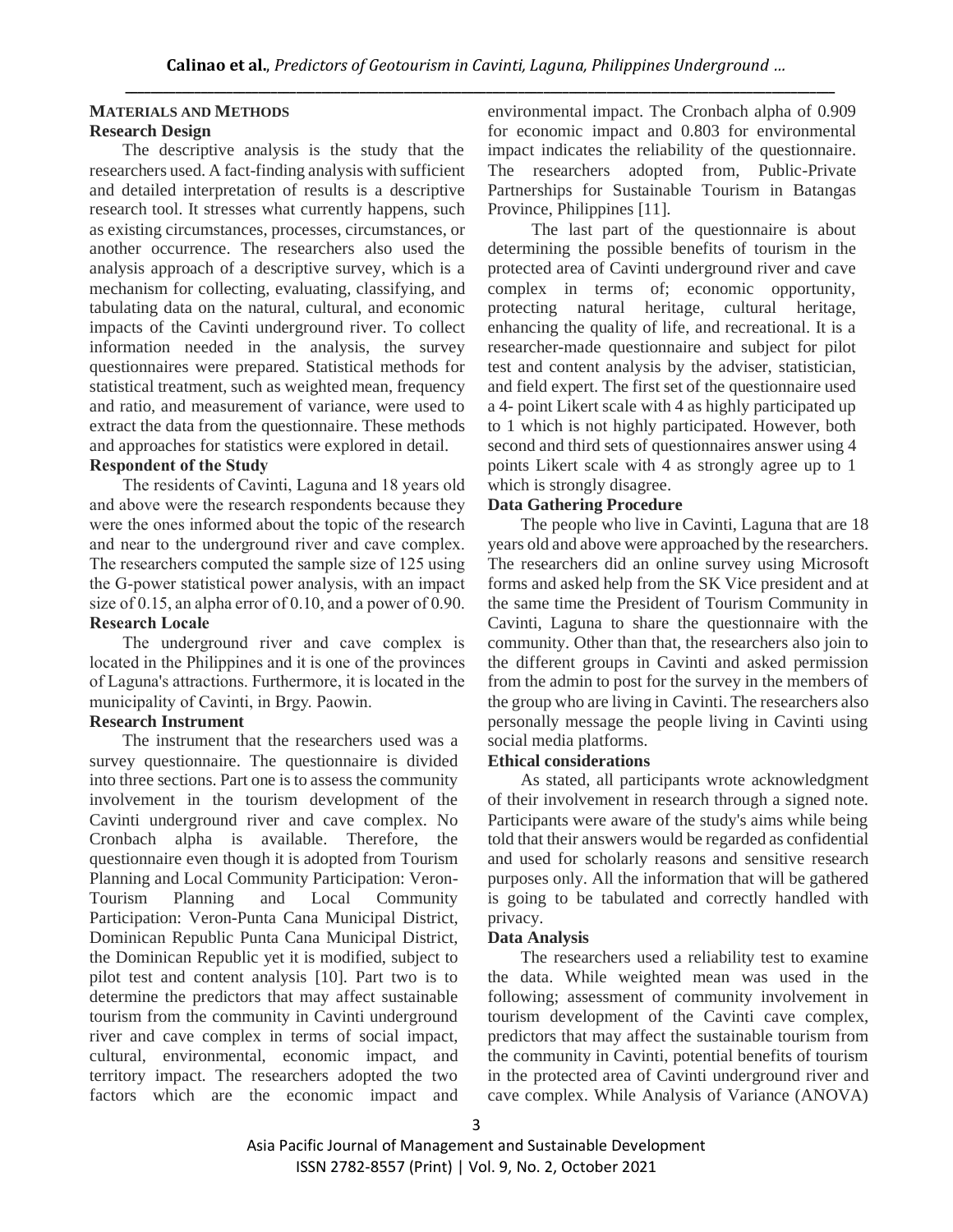## MATERIALS AND METHODS

### Research Design

The descriptive analysis is the study that the researchers used. A fact-finding analysis with sufficient and detailed interpretation of results is a descriptive research tool. It stresses what currently happens, such as existing circumstances, processes, circumstances, or another occurrence. The researchers also used the analysis approach of a descriptive survey, which is a mechanism for collecting, evaluating, classifying, and tabulating data on the natural, cultural, and economic impacts of the Cavinti underground river. To collect information needed in the analysis, the survey questionnaires were prepared. Statistical methods for statistical treatment, such as weighted mean, frequency and ratio, and measurement of variance, were used to extract the data from the questionnaire. These methods and approaches for statistics were explored in detail.

### Respondent of the Study

The residents of Cavinti, Laguna and 18 years old and above were the research respondents because they were the ones informed about the topic of the research and near to the underground river and cave complex. The researchers computed the sample size of 125 using the G-power statistical power analysis, with an impact size of 0.15, an alpha error of 0.10, and a power of 0.90.

### Research Locale

The underground river and cave complex is located in the Philippines and it is one of the provinces of Laguna's attractions. Furthermore, it is located in the municipality of Cavinti, in Brgy. Paowin.

### Research Instrument

The instrument that the researchers used was a survey questionnaire. The questionnaire is divided into three sections. Part one is to assess the community involvement in the tourism development of the Cavinti underground river and cave complex. No Cronbach alpha is available. Therefore, the questionnaire even though it is adopted from Tourism Planning and Local Community Participation: Veron-Tourism Planning and Local Community Participation: Veron-Punta Cana Municipal District, Dominican Republic Punta Cana Municipal District, the Dominican Republic yet it is modified, subject to pilot test and content analysis [10]. Part two is to determine the predictors that may affect sustainable tourism from the community in Cavinti underground river and cave complex in terms of social impact, cultural, environmental, economic impact, and territory impact. The researchers adopted the two factors which are the economic impact and environmental impact. The Cronbach alpha of 0.909 for economic impact and 0.803 for environmental impact indicates the reliability of the questionnaire. The researchers adopted from, Public-Private Partnerships for Sustainable Tourism in Batangas Province, Philippines [11].

The last part of the questionnaire is about determining the possible benefits of tourism in the protected area of Cavinti underground river and cave complex in terms of; economic opportunity, protecting natural heritage, cultural heritage, enhancing the quality of life, and recreational. It is a researcher-made questionnaire and subject for pilot test and content analysis by the adviser, statistician, and field expert. The first set of the questionnaire used a 4- point Likert scale with 4 as highly participated up to 1 which is not highly participated. However, both second and third sets of questionnaires answer using 4 points Likert scale with 4 as strongly agree up to 1 which is strongly disagree.

### Data Gathering Procedure

The people who live in Cavinti, Laguna that are 18 years old and above were approached by the researchers. The researchers did an online survey using Microsoft forms and asked help from the SK Vice president and at the same time the President of Tourism Community in Cavinti, Laguna to share the questionnaire with the community. Other than that, the researchers also join to the different groups in Cavinti and asked permission from the admin to post for the survey in the members of the group who are living in Cavinti. The researchers also personally message the people living in Cavinti using social media platforms.

### Ethical considerations

As stated, all participants wrote acknowledgment of their involvement in research through a signed note. Participants were aware of the study's aims while being told that their answers would be regarded as confidential and used for scholarly reasons and sensitive research purposes only. All the information that will be gathered is going to be tabulated and correctly handled with privacy.

### Data Analysis

The researchers used a reliability test to examine the data. While weighted mean was used in the following; assessment of community involvement in tourism development of the Cavinti cave complex, predictors that may affect the sustainable tourism from the community in Cavinti, potential benefits of tourism in the protected area of Cavinti underground river and cave complex. While Analysis of Variance (ANOVA)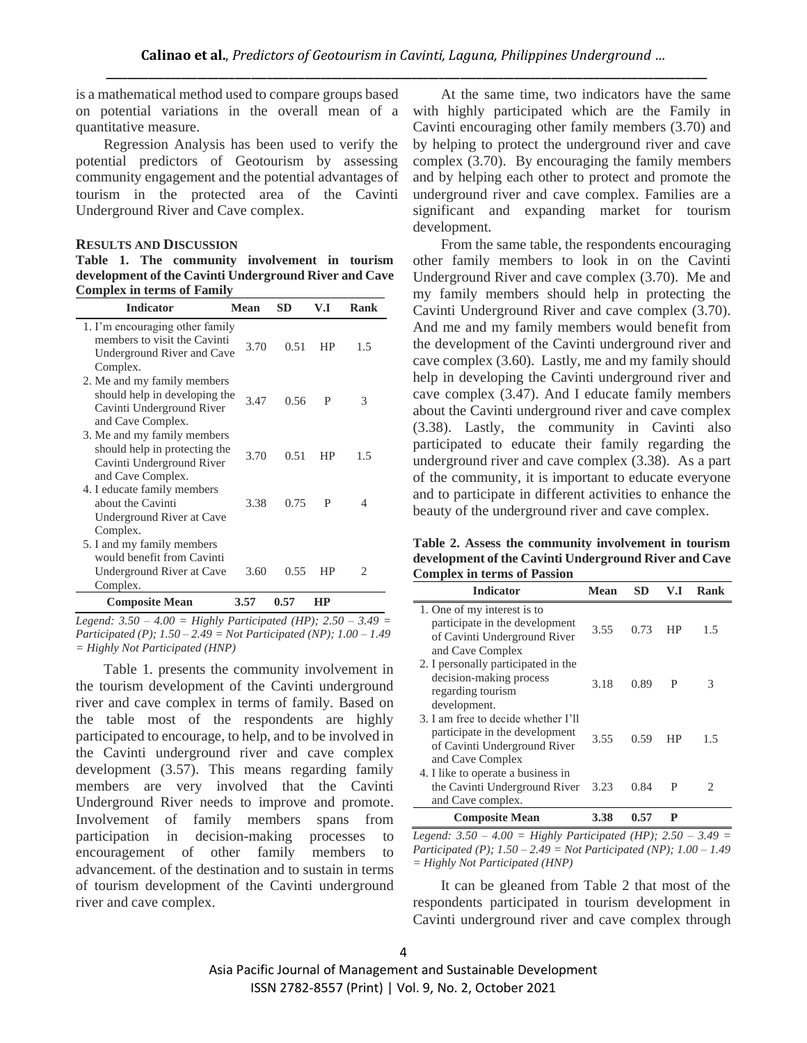is a mathematical method used to compare groups based on potential variations in the overall mean of a quantitative measure.

Regression Analysis has been used to verify the potential predictors of Geotourism by assessing community engagement and the potential advantages of tourism in the protected area of the Cavinti Underground River and Cave complex.

## RESULTS AND DISCUSSION

**Table 1. The community involvement in tourism development of the Cavinti Underground River and Cave Complex in terms of Family**

| Indicator | Mean | SD | V.I | Rank |
|---|---|---|---|---|
| 1. I'm encouraging other family members to visit the Cavinti Underground River and Cave Complex. | 3.70 | 0.51 | HP | 1.5 |
| 2. Me and my family members should help in developing the Cavinti Underground River and Cave Complex. | 3.47 | 0.56 | P | 3 |
| 3. Me and my family members should help in protecting the Cavinti Underground River and Cave Complex. | 3.70 | 0.51 | HP | 1.5 |
| 4. I educate family members about the Cavinti Underground River at Cave Complex. | 3.38 | 0.75 | P | 4 |
| 5. I and my family members would benefit from Cavinti Underground River at Cave Complex. | 3.60 | 0.55 | HP | 2 |
| **Composite Mean** | **3.57** | **0.57** | **HP** | |

*Legend: 3.50 – 4.00 = Highly Participated (HP); 2.50 – 3.49 = Participated (P); 1.50 – 2.49 = Not Participated (NP); 1.00 – 1.49 = Highly Not Participated (HNP)*

Table 1. presents the community involvement in the tourism development of the Cavinti underground river and cave complex in terms of family. Based on the table most of the respondents are highly participated to encourage, to help, and to be involved in the Cavinti underground river and cave complex development (3.57). This means regarding family members are very involved that the Cavinti Underground River needs to improve and promote. Involvement of family members spans from participation in decision-making processes to encouragement of other family members to advancement. of the destination and to sustain in terms of tourism development of the Cavinti underground river and cave complex.

At the same time, two indicators have the same with highly participated which are the Family in Cavinti encouraging other family members (3.70) and by helping to protect the underground river and cave complex (3.70). By encouraging the family members and by helping each other to protect and promote the underground river and cave complex. Families are a significant and expanding market for tourism development.

From the same table, the respondents encouraging other family members to look in on the Cavinti Underground River and cave complex (3.70). Me and my family members should help in protecting the Cavinti Underground River and cave complex (3.70). And me and my family members would benefit from the development of the Cavinti underground river and cave complex (3.60). Lastly, me and my family should help in developing the Cavinti underground river and cave complex (3.47). And I educate family members about the Cavinti underground river and cave complex (3.38). Lastly, the community in Cavinti also participated to educate their family regarding the underground river and cave complex (3.38). As a part of the community, it is important to educate everyone and to participate in different activities to enhance the beauty of the underground river and cave complex.

**Table 2. Assess the community involvement in tourism development of the Cavinti Underground River and Cave Complex in terms of Passion**

| Indicator | Mean | SD | V.I | Rank |
|---|---|---|---|---|
| 1. One of my interest is to participate in the development of Cavinti Underground River and Cave Complex | 3.55 | 0.73 | HP | 1.5 |
| 2. I personally participated in the decision-making process regarding tourism development. | 3.18 | 0.89 | P | 3 |
| 3. I am free to decide whether I'll participate in the development of Cavinti Underground River and Cave Complex | 3.55 | 0.59 | HP | 1.5 |
| 4. I like to operate a business in the Cavinti Underground River and Cave complex. | 3.23 | 0.84 | P | 2 |
| **Composite Mean** | **3.38** | **0.57** | **P** | |

*Legend: 3.50 – 4.00 = Highly Participated (HP); 2.50 – 3.49 = Participated (P); 1.50 – 2.49 = Not Participated (NP); 1.00 – 1.49 = Highly Not Participated (HNP)*

It can be gleaned from Table 2 that most of the respondents participated in tourism development in Cavinti underground river and cave complex through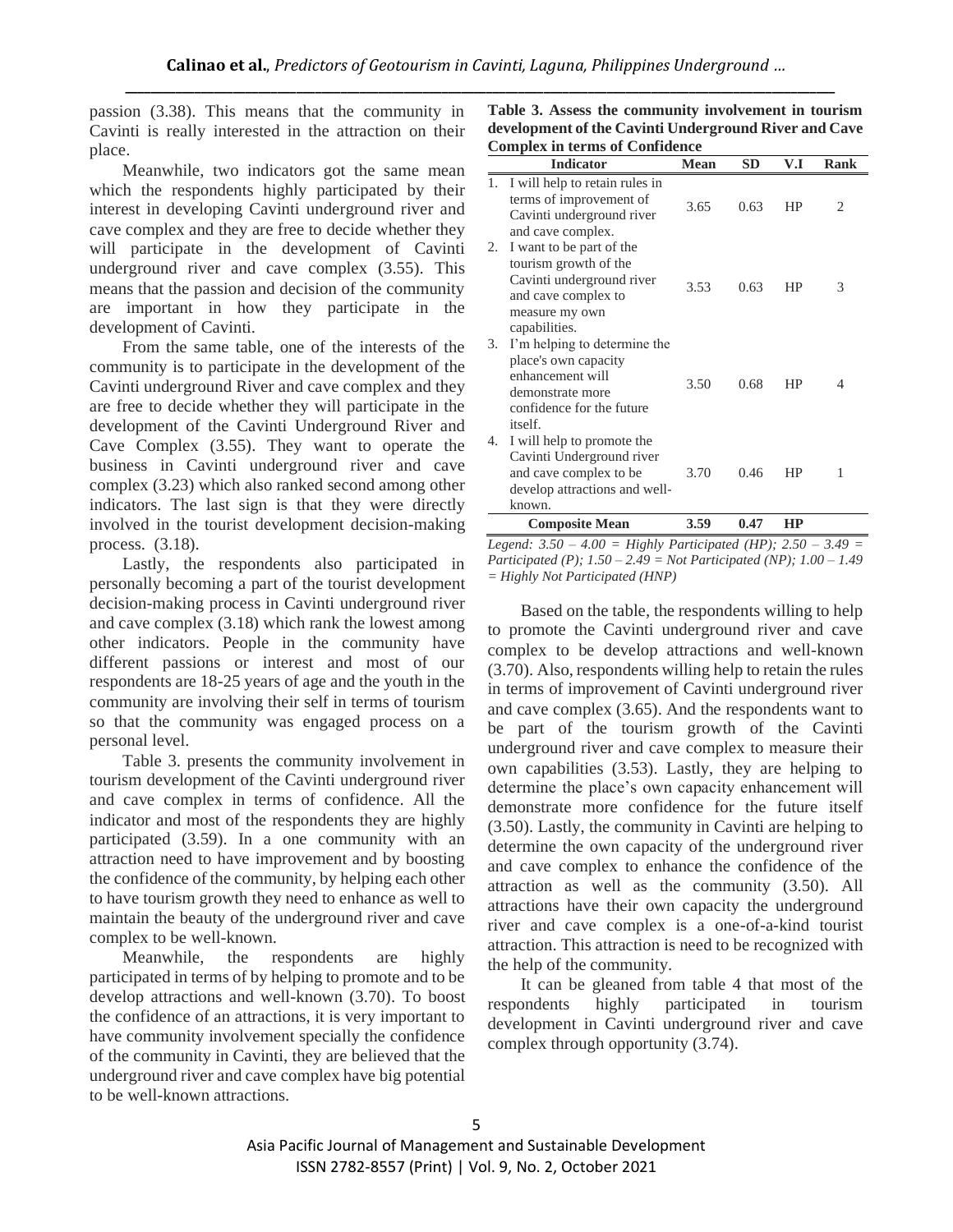passion (3.38). This means that the community in Cavinti is really interested in the attraction on their place.

Meanwhile, two indicators got the same mean which the respondents highly participated by their interest in developing Cavinti underground river and cave complex and they are free to decide whether they will participate in the development of Cavinti underground river and cave complex (3.55). This means that the passion and decision of the community are important in how they participate in the development of Cavinti.

From the same table, one of the interests of the community is to participate in the development of the Cavinti underground River and cave complex and they are free to decide whether they will participate in the development of the Cavinti Underground River and Cave Complex (3.55). They want to operate the business in Cavinti underground river and cave complex (3.23) which also ranked second among other indicators. The last sign is that they were directly involved in the tourist development decision-making process. (3.18).

Lastly, the respondents also participated in personally becoming a part of the tourist development decision-making process in Cavinti underground river and cave complex (3.18) which rank the lowest among other indicators. People in the community have different passions or interest and most of our respondents are 18-25 years of age and the youth in the community are involving their self in terms of tourism so that the community was engaged process on a personal level.

Table 3. presents the community involvement in tourism development of the Cavinti underground river and cave complex in terms of confidence. All the indicator and most of the respondents they are highly participated (3.59). In a one community with an attraction need to have improvement and by boosting the confidence of the community, by helping each other to have tourism growth they need to enhance as well to maintain the beauty of the underground river and cave complex to be well-known.

Meanwhile, the respondents are highly participated in terms of by helping to promote and to be develop attractions and well-known (3.70). To boost the confidence of an attractions, it is very important to have community involvement specially the confidence of the community in Cavinti, they are believed that the underground river and cave complex have big potential to be well-known attractions.

**Table 3. Assess the community involvement in tourism development of the Cavinti Underground River and Cave Complex in terms of Confidence**

| Indicator | Mean | SD | V.I | Rank |
|---|---|---|---|---|
| 1. I will help to retain rules in terms of improvement of Cavinti underground river and cave complex. | 3.65 | 0.63 | HP | 2 |
| 2. I want to be part of the tourism growth of the Cavinti underground river and cave complex to measure my own capabilities. | 3.53 | 0.63 | HP | 3 |
| 3. I'm helping to determine the place's own capacity enhancement will demonstrate more confidence for the future itself. | 3.50 | 0.68 | HP | 4 |
| 4. I will help to promote the Cavinti Underground river and cave complex to be develop attractions and well-known. | 3.70 | 0.46 | HP | 1 |
| **Composite Mean** | **3.59** | **0.47** | **HP** | |

*Legend: 3.50 – 4.00 = Highly Participated (HP); 2.50 – 3.49 = Participated (P); 1.50 – 2.49 = Not Participated (NP); 1.00 – 1.49 = Highly Not Participated (HNP)*

Based on the table, the respondents willing to help to promote the Cavinti underground river and cave complex to be develop attractions and well-known (3.70). Also, respondents willing help to retain the rules in terms of improvement of Cavinti underground river and cave complex (3.65). And the respondents want to be part of the tourism growth of the Cavinti underground river and cave complex to measure their own capabilities (3.53). Lastly, they are helping to determine the place's own capacity enhancement will demonstrate more confidence for the future itself (3.50). Lastly, the community in Cavinti are helping to determine the own capacity of the underground river and cave complex to enhance the confidence of the attraction as well as the community (3.50). All attractions have their own capacity the underground river and cave complex is a one-of-a-kind tourist attraction. This attraction is need to be recognized with the help of the community.

It can be gleaned from table 4 that most of the respondents highly participated in tourism development in Cavinti underground river and cave complex through opportunity (3.74).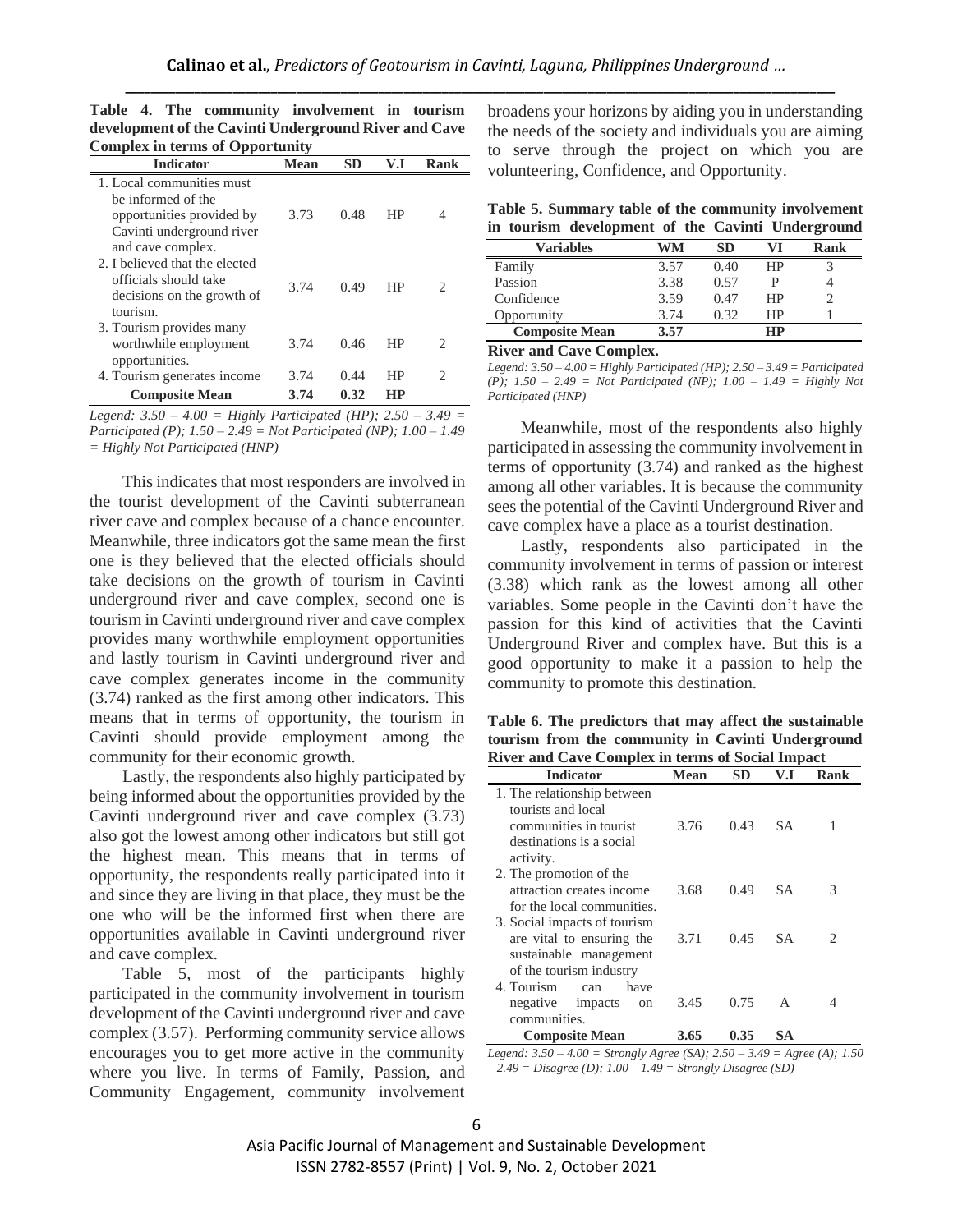**Table 4. The community involvement in tourism development of the Cavinti Underground River and Cave Complex in terms of Opportunity**

| Indicator | Mean | SD | V.I | Rank |
|---|---|---|---|---|
| 1. Local communities must be informed of the opportunities provided by Cavinti underground river and cave complex. | 3.73 | 0.48 | HP | 4 |
| 2. I believed that the elected officials should take decisions on the growth of tourism. | 3.74 | 0.49 | HP | 2 |
| 3. Tourism provides many worthwhile employment opportunities. | 3.74 | 0.46 | HP | 2 |
| 4. Tourism generates income | 3.74 | 0.44 | HP | 2 |
| **Composite Mean** | **3.74** | **0.32** | **HP** | |

*Legend: 3.50 – 4.00 = Highly Participated (HP); 2.50 – 3.49 = Participated (P); 1.50 – 2.49 = Not Participated (NP); 1.00 – 1.49 = Highly Not Participated (HNP)*

This indicates that most responders are involved in the tourist development of the Cavinti subterranean river cave and complex because of a chance encounter. Meanwhile, three indicators got the same mean the first one is they believed that the elected officials should take decisions on the growth of tourism in Cavinti underground river and cave complex, second one is tourism in Cavinti underground river and cave complex provides many worthwhile employment opportunities and lastly tourism in Cavinti underground river and cave complex generates income in the community (3.74) ranked as the first among other indicators. This means that in terms of opportunity, the tourism in Cavinti should provide employment among the community for their economic growth.

Lastly, the respondents also highly participated by being informed about the opportunities provided by the Cavinti underground river and cave complex (3.73) also got the lowest among other indicators but still got the highest mean. This means that in terms of opportunity, the respondents really participated into it and since they are living in that place, they must be the one who will be the informed first when there are opportunities available in Cavinti underground river and cave complex.

Table 5, most of the participants highly participated in the community involvement in tourism development of the Cavinti underground river and cave complex (3.57). Performing community service allows encourages you to get more active in the community where you live. In terms of Family, Passion, and Community Engagement, community involvement broadens your horizons by aiding you in understanding the needs of the society and individuals you are aiming to serve through the project on which you are volunteering, Confidence, and Opportunity.

**Table 5. Summary table of the community involvement in tourism development of the Cavinti Underground River and Cave Complex.**

| Variables | WM | SD | VI | Rank |
|---|---|---|---|---|
| Family | 3.57 | 0.40 | HP | 3 |
| Passion | 3.38 | 0.57 | P | 4 |
| Confidence | 3.59 | 0.47 | HP | 2 |
| Opportunity | 3.74 | 0.32 | HP | 1 |
| **Composite Mean** | **3.57** | | **HP** | |

*Legend: 3.50 – 4.00 = Highly Participated (HP); 2.50 – 3.49 = Participated (P); 1.50 – 2.49 = Not Participated (NP); 1.00 – 1.49 = Highly Not Participated (HNP)*

Meanwhile, most of the respondents also highly participated in assessing the community involvement in terms of opportunity (3.74) and ranked as the highest among all other variables. It is because the community sees the potential of the Cavinti Underground River and cave complex have a place as a tourist destination.

Lastly, respondents also participated in the community involvement in terms of passion or interest (3.38) which rank as the lowest among all other variables. Some people in the Cavinti don't have the passion for this kind of activities that the Cavinti Underground River and complex have. But this is a good opportunity to make it a passion to help the community to promote this destination.

**Table 6. The predictors that may affect the sustainable tourism from the community in Cavinti Underground River and Cave Complex in terms of Social Impact**

| Indicator | Mean | SD | V.I | Rank |
|---|---|---|---|---|
| 1. The relationship between tourists and local communities in tourist destinations is a social activity. | 3.76 | 0.43 | SA | 1 |
| 2. The promotion of the attraction creates income for the local communities. | 3.68 | 0.49 | SA | 3 |
| 3. Social impacts of tourism are vital to ensuring the sustainable management of the tourism industry | 3.71 | 0.45 | SA | 2 |
| 4. Tourism can have negative impacts on communities. | 3.45 | 0.75 | A | 4 |
| **Composite Mean** | **3.65** | **0.35** | **SA** | |

*Legend: 3.50 – 4.00 = Strongly Agree (SA); 2.50 – 3.49 = Agree (A); 1.50 – 2.49 = Disagree (D); 1.00 – 1.49 = Strongly Disagree (SD)*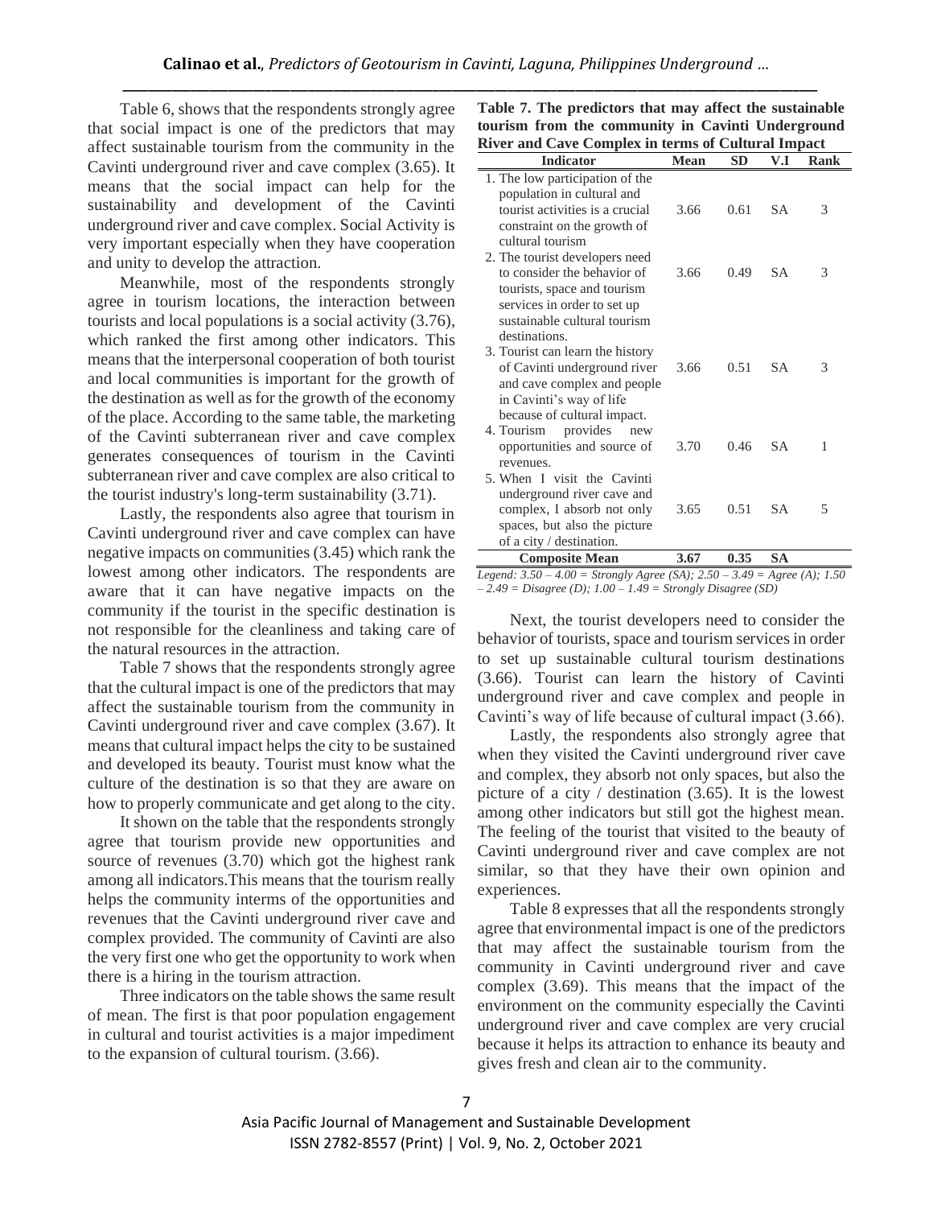Table 6, shows that the respondents strongly agree that social impact is one of the predictors that may affect sustainable tourism from the community in the Cavinti underground river and cave complex (3.65). It means that the social impact can help for the sustainability and development of the Cavinti underground river and cave complex. Social Activity is very important especially when they have cooperation and unity to develop the attraction.

Meanwhile, most of the respondents strongly agree in tourism locations, the interaction between tourists and local populations is a social activity (3.76), which ranked the first among other indicators. This means that the interpersonal cooperation of both tourist and local communities is important for the growth of the destination as well as for the growth of the economy of the place. According to the same table, the marketing of the Cavinti subterranean river and cave complex generates consequences of tourism in the Cavinti subterranean river and cave complex are also critical to the tourist industry's long-term sustainability (3.71).

Lastly, the respondents also agree that tourism in Cavinti underground river and cave complex can have negative impacts on communities (3.45) which rank the lowest among other indicators. The respondents are aware that it can have negative impacts on the community if the tourist in the specific destination is not responsible for the cleanliness and taking care of the natural resources in the attraction.

Table 7 shows that the respondents strongly agree that the cultural impact is one of the predictors that may affect the sustainable tourism from the community in Cavinti underground river and cave complex (3.67). It means that cultural impact helps the city to be sustained and developed its beauty. Tourist must know what the culture of the destination is so that they are aware on how to properly communicate and get along to the city.

It shown on the table that the respondents strongly agree that tourism provide new opportunities and source of revenues (3.70) which got the highest rank among all indicators.This means that the tourism really helps the community interms of the opportunities and revenues that the Cavinti underground river cave and complex provided. The community of Cavinti are also the very first one who get the opportunity to work when there is a hiring in the tourism attraction.

Three indicators on the table shows the same result of mean. The first is that poor population engagement in cultural and tourist activities is a major impediment to the expansion of cultural tourism. (3.66).

**Table 7. The predictors that may affect the sustainable tourism from the community in Cavinti Underground River and Cave Complex in terms of Cultural Impact**

| Indicator | Mean | SD | V.I | Rank |
|---|---|---|---|---|
| 1. The low participation of the population in cultural and tourist activities is a crucial constraint on the growth of cultural tourism | 3.66 | 0.61 | SA | 3 |
| 2. The tourist developers need to consider the behavior of tourists, space and tourism services in order to set up sustainable cultural tourism destinations. | 3.66 | 0.49 | SA | 3 |
| 3. Tourist can learn the history of Cavinti underground river and cave complex and people in Cavinti's way of life because of cultural impact. | 3.66 | 0.51 | SA | 3 |
| 4. Tourism provides new opportunities and source of revenues. | 3.70 | 0.46 | SA | 1 |
| 5. When I visit the Cavinti underground river cave and complex, I absorb not only spaces, but also the picture of a city / destination. | 3.65 | 0.51 | SA | 5 |
| **Composite Mean** | **3.67** | **0.35** | **SA** | |

*Legend: 3.50 – 4.00 = Strongly Agree (SA); 2.50 – 3.49 = Agree (A); 1.50 – 2.49 = Disagree (D); 1.00 – 1.49 = Strongly Disagree (SD)*

Next, the tourist developers need to consider the behavior of tourists, space and tourism services in order to set up sustainable cultural tourism destinations (3.66). Tourist can learn the history of Cavinti underground river and cave complex and people in Cavinti's way of life because of cultural impact (3.66).

Lastly, the respondents also strongly agree that when they visited the Cavinti underground river cave and complex, they absorb not only spaces, but also the picture of a city / destination (3.65). It is the lowest among other indicators but still got the highest mean. The feeling of the tourist that visited to the beauty of Cavinti underground river and cave complex are not similar, so that they have their own opinion and experiences.

Table 8 expresses that all the respondents strongly agree that environmental impact is one of the predictors that may affect the sustainable tourism from the community in Cavinti underground river and cave complex (3.69). This means that the impact of the environment on the community especially the Cavinti underground river and cave complex are very crucial because it helps its attraction to enhance its beauty and gives fresh and clean air to the community.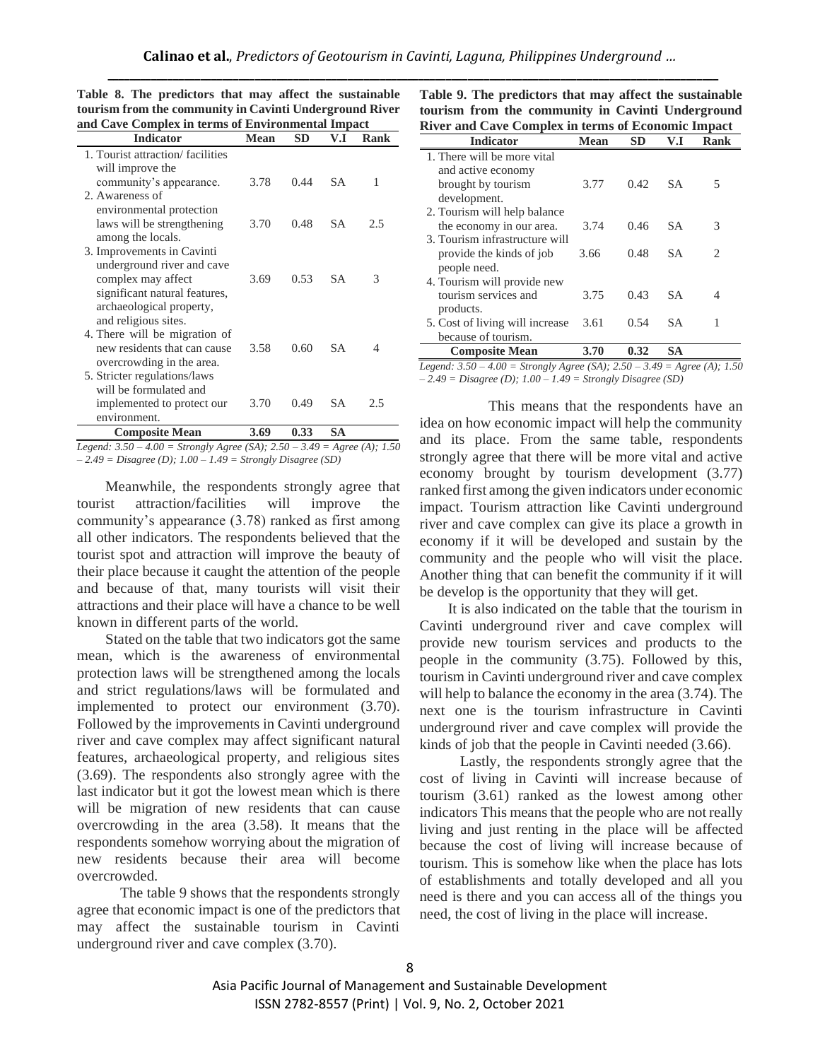**Table 8. The predictors that may affect the sustainable tourism from the community in Cavinti Underground River and Cave Complex in terms of Environmental Impact**

| Indicator | Mean | SD | V.I | Rank |
|---|---|---|---|---|
| 1. Tourist attraction/ facilities will improve the community's appearance. | 3.78 | 0.44 | SA | 1 |
| 2. Awareness of environmental protection laws will be strengthening among the locals. | 3.70 | 0.48 | SA | 2.5 |
| 3. Improvements in Cavinti underground river and cave complex may affect significant natural features, archaeological property, and religious sites. | 3.69 | 0.53 | SA | 3 |
| 4. There will be migration of new residents that can cause overcrowding in the area. | 3.58 | 0.60 | SA | 4 |
| 5. Stricter regulations/laws will be formulated and implemented to protect our environment. | 3.70 | 0.49 | SA | 2.5 |
| **Composite Mean** | **3.69** | **0.33** | **SA** | |

*Legend: 3.50 – 4.00 = Strongly Agree (SA); 2.50 – 3.49 = Agree (A); 1.50 – 2.49 = Disagree (D); 1.00 – 1.49 = Strongly Disagree (SD)*

Meanwhile, the respondents strongly agree that tourist attraction/facilities will improve the community's appearance (3.78) ranked as first among all other indicators. The respondents believed that the tourist spot and attraction will improve the beauty of their place because it caught the attention of the people and because of that, many tourists will visit their attractions and their place will have a chance to be well known in different parts of the world.

Stated on the table that two indicators got the same mean, which is the awareness of environmental protection laws will be strengthened among the locals and strict regulations/laws will be formulated and implemented to protect our environment (3.70). Followed by the improvements in Cavinti underground river and cave complex may affect significant natural features, archaeological property, and religious sites (3.69). The respondents also strongly agree with the last indicator but it got the lowest mean which is there will be migration of new residents that can cause overcrowding in the area (3.58). It means that the respondents somehow worrying about the migration of new residents because their area will become overcrowded.

The table 9 shows that the respondents strongly agree that economic impact is one of the predictors that may affect the sustainable tourism in Cavinti underground river and cave complex (3.70).

**Table 9. The predictors that may affect the sustainable tourism from the community in Cavinti Underground River and Cave Complex in terms of Economic Impact**

| Indicator | Mean | SD | V.I | Rank |
|---|---|---|---|---|
| 1. There will be more vital and active economy brought by tourism development. | 3.77 | 0.42 | SA | 5 |
| 2. Tourism will help balance the economy in our area. | 3.74 | 0.46 | SA | 3 |
| 3. Tourism infrastructure will provide the kinds of job people need. | 3.66 | 0.48 | SA | 2 |
| 4. Tourism will provide new tourism services and products. | 3.75 | 0.43 | SA | 4 |
| 5. Cost of living will increase because of tourism. | 3.61 | 0.54 | SA | 1 |
| **Composite Mean** | **3.70** | **0.32** | **SA** | |

*Legend: 3.50 – 4.00 = Strongly Agree (SA); 2.50 – 3.49 = Agree (A); 1.50 – 2.49 = Disagree (D); 1.00 – 1.49 = Strongly Disagree (SD)*

This means that the respondents have an idea on how economic impact will help the community and its place. From the same table, respondents strongly agree that there will be more vital and active economy brought by tourism development (3.77) ranked first among the given indicators under economic impact. Tourism attraction like Cavinti underground river and cave complex can give its place a growth in economy if it will be developed and sustain by the community and the people who will visit the place. Another thing that can benefit the community if it will be develop is the opportunity that they will get.

It is also indicated on the table that the tourism in Cavinti underground river and cave complex will provide new tourism services and products to the people in the community (3.75). Followed by this, tourism in Cavinti underground river and cave complex will help to balance the economy in the area (3.74). The next one is the tourism infrastructure in Cavinti underground river and cave complex will provide the kinds of job that the people in Cavinti needed (3.66).

Lastly, the respondents strongly agree that the cost of living in Cavinti will increase because of tourism (3.61) ranked as the lowest among other indicators This means that the people who are not really living and just renting in the place will be affected because the cost of living will increase because of tourism. This is somehow like when the place has lots of establishments and totally developed and all you need is there and you can access all of the things you need, the cost of living in the place will increase.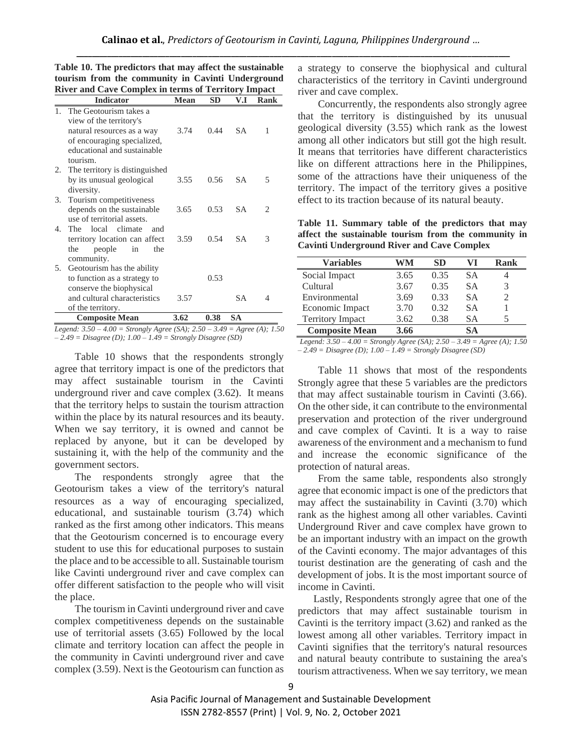**Table 10. The predictors that may affect the sustainable tourism from the community in Cavinti Underground River and Cave Complex in terms of Territory Impact**

| Indicator | Mean | SD | V.I | Rank |
|---|---|---|---|---|
| 1. The Geotourism takes a view of the territory's natural resources as a way of encouraging specialized, educational and sustainable tourism. | 3.74 | 0.44 | SA | 1 |
| 2. The territory is distinguished by its unusual geological diversity. | 3.55 | 0.56 | SA | 5 |
| 3. Tourism competitiveness depends on the sustainable use of territorial assets. | 3.65 | 0.53 | SA | 2 |
| 4. The local climate and territory location can affect the people in the community. | 3.59 | 0.54 | SA | 3 |
| 5. Geotourism has the ability to function as a strategy to conserve the biophysical and cultural characteristics of the territory. | 3.57 | 0.53 | SA | 4 |
| **Composite Mean** | **3.62** | **0.38** | **SA** | |

*Legend: 3.50 – 4.00 = Strongly Agree (SA); 2.50 – 3.49 = Agree (A); 1.50 – 2.49 = Disagree (D); 1.00 – 1.49 = Strongly Disagree (SD)*

Table 10 shows that the respondents strongly agree that territory impact is one of the predictors that may affect sustainable tourism in the Cavinti underground river and cave complex (3.62). It means that the territory helps to sustain the tourism attraction within the place by its natural resources and its beauty. When we say territory, it is owned and cannot be replaced by anyone, but it can be developed by sustaining it, with the help of the community and the government sectors.

The respondents strongly agree that the Geotourism takes a view of the territory's natural resources as a way of encouraging specialized, educational, and sustainable tourism (3.74) which ranked as the first among other indicators. This means that the Geotourism concerned is to encourage every student to use this for educational purposes to sustain the place and to be accessible to all. Sustainable tourism like Cavinti underground river and cave complex can offer different satisfaction to the people who will visit the place.

The tourism in Cavinti underground river and cave complex competitiveness depends on the sustainable use of territorial assets (3.65) Followed by the local climate and territory location can affect the people in the community in Cavinti underground river and cave complex (3.59). Next is the Geotourism can function as a strategy to conserve the biophysical and cultural characteristics of the territory in Cavinti underground river and cave complex.

Concurrently, the respondents also strongly agree that the territory is distinguished by its unusual geological diversity (3.55) which rank as the lowest among all other indicators but still got the high result. It means that territories have different characteristics like on different attractions here in the Philippines, some of the attractions have their uniqueness of the territory. The impact of the territory gives a positive effect to its traction because of its natural beauty.

**Table 11. Summary table of the predictors that may affect the sustainable tourism from the community in Cavinti Underground River and Cave Complex**

| Variables | WM | SD | VI | Rank |
|---|---|---|---|---|
| Social Impact | 3.65 | 0.35 | SA | 4 |
| Cultural | 3.67 | 0.35 | SA | 3 |
| Environmental | 3.69 | 0.33 | SA | 2 |
| Economic Impact | 3.70 | 0.32 | SA | 1 |
| Territory Impact | 3.62 | 0.38 | SA | 5 |
| **Composite Mean** | **3.66** | | **SA** | |

*Legend: 3.50 – 4.00 = Strongly Agree (SA); 2.50 – 3.49 = Agree (A); 1.50 – 2.49 = Disagree (D); 1.00 – 1.49 = Strongly Disagree (SD)*

Table 11 shows that most of the respondents Strongly agree that these 5 variables are the predictors that may affect sustainable tourism in Cavinti (3.66). On the other side, it can contribute to the environmental preservation and protection of the river underground and cave complex of Cavinti. It is a way to raise awareness of the environment and a mechanism to fund and increase the economic significance of the protection of natural areas.

From the same table, respondents also strongly agree that economic impact is one of the predictors that may affect the sustainability in Cavinti (3.70) which rank as the highest among all other variables. Cavinti Underground River and cave complex have grown to be an important industry with an impact on the growth of the Cavinti economy. The major advantages of this tourist destination are the generating of cash and the development of jobs. It is the most important source of income in Cavinti.

Lastly, Respondents strongly agree that one of the predictors that may affect sustainable tourism in Cavinti is the territory impact (3.62) and ranked as the lowest among all other variables. Territory impact in Cavinti signifies that the territory's natural resources and natural beauty contribute to sustaining the area's tourism attractiveness. When we say territory, we mean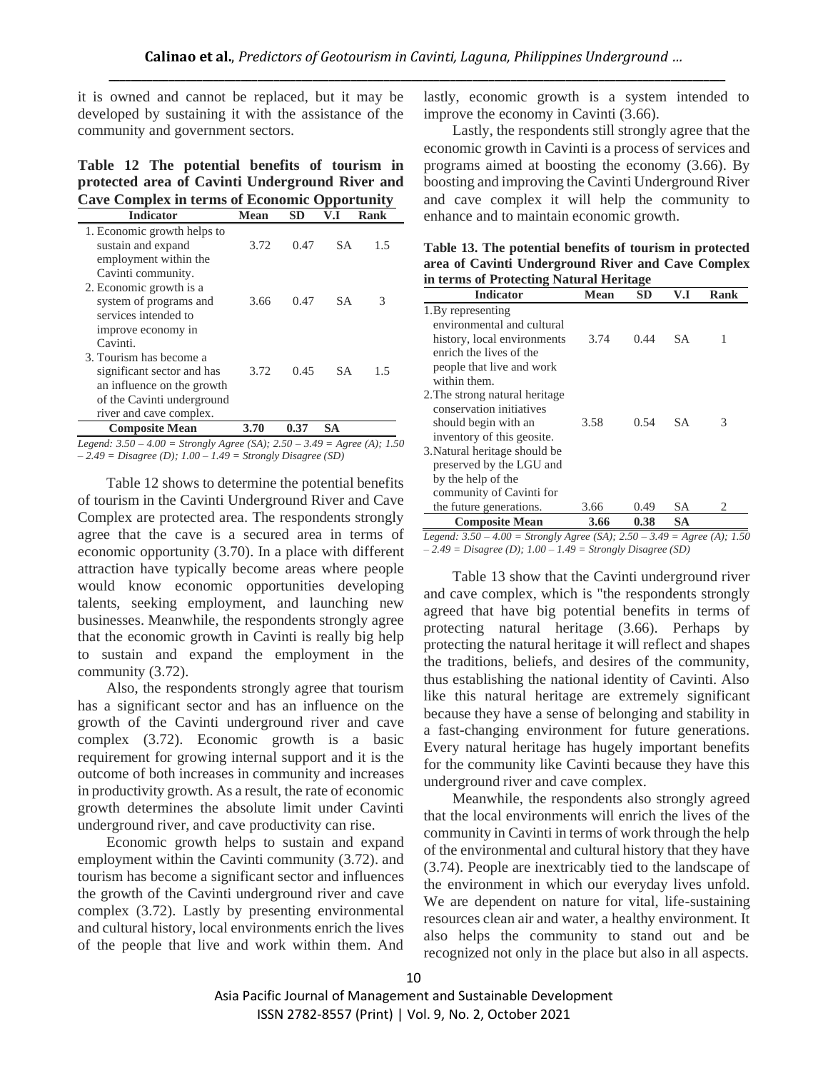it is owned and cannot be replaced, but it may be developed by sustaining it with the assistance of the community and government sectors.

**Table 12 The potential benefits of tourism in protected area of Cavinti Underground River and Cave Complex in terms of Economic Opportunity**

| Indicator | Mean | SD | V.I | Rank |
|---|---|---|---|---|
| 1. Economic growth helps to sustain and expand employment within the Cavinti community. | 3.72 | 0.47 | SA | 1.5 |
| 2. Economic growth is a system of programs and services intended to improve economy in Cavinti. | 3.66 | 0.47 | SA | 3 |
| 3. Tourism has become a significant sector and has an influence on the growth of the Cavinti underground river and cave complex. | 3.72 | 0.45 | SA | 1.5 |
| **Composite Mean** | **3.70** | **0.37** | **SA** | |

*Legend: 3.50 – 4.00 = Strongly Agree (SA); 2.50 – 3.49 = Agree (A); 1.50 – 2.49 = Disagree (D); 1.00 – 1.49 = Strongly Disagree (SD)*

Table 12 shows to determine the potential benefits of tourism in the Cavinti Underground River and Cave Complex are protected area. The respondents strongly agree that the cave is a secured area in terms of economic opportunity (3.70). In a place with different attraction have typically become areas where people would know economic opportunities developing talents, seeking employment, and launching new businesses. Meanwhile, the respondents strongly agree that the economic growth in Cavinti is really big help to sustain and expand the employment in the community (3.72).

Also, the respondents strongly agree that tourism has a significant sector and has an influence on the growth of the Cavinti underground river and cave complex (3.72). Economic growth is a basic requirement for growing internal support and it is the outcome of both increases in community and increases in productivity growth. As a result, the rate of economic growth determines the absolute limit under Cavinti underground river, and cave productivity can rise.

Economic growth helps to sustain and expand employment within the Cavinti community (3.72). and tourism has become a significant sector and influences the growth of the Cavinti underground river and cave complex (3.72). Lastly by presenting environmental and cultural history, local environments enrich the lives of the people that live and work within them. And lastly, economic growth is a system intended to improve the economy in Cavinti (3.66).

Lastly, the respondents still strongly agree that the economic growth in Cavinti is a process of services and programs aimed at boosting the economy (3.66). By boosting and improving the Cavinti Underground River and cave complex it will help the community to enhance and to maintain economic growth.

**Table 13. The potential benefits of tourism in protected area of Cavinti Underground River and Cave Complex in terms of Protecting Natural Heritage**

| Indicator | Mean | SD | V.I | Rank |
|---|---|---|---|---|
| 1. By representing environmental and cultural history, local environments enrich the lives of the people that live and work within them. | 3.74 | 0.44 | SA | 1 |
| 2. The strong natural heritage conservation initiatives should begin with an inventory of this geosite. | 3.58 | 0.54 | SA | 3 |
| 3. Natural heritage should be preserved by the LGU and by the help of the community of Cavinti for the future generations. | 3.66 | 0.49 | SA | 2 |
| **Composite Mean** | **3.66** | **0.38** | **SA** | |

*Legend: 3.50 – 4.00 = Strongly Agree (SA); 2.50 – 3.49 = Agree (A); 1.50 – 2.49 = Disagree (D); 1.00 – 1.49 = Strongly Disagree (SD)*

Table 13 show that the Cavinti underground river and cave complex, which is "the respondents strongly agreed that have big potential benefits in terms of protecting natural heritage (3.66). Perhaps by protecting the natural heritage it will reflect and shapes the traditions, beliefs, and desires of the community, thus establishing the national identity of Cavinti. Also like this natural heritage are extremely significant because they have a sense of belonging and stability in a fast-changing environment for future generations. Every natural heritage has hugely important benefits for the community like Cavinti because they have this underground river and cave complex.

Meanwhile, the respondents also strongly agreed that the local environments will enrich the lives of the community in Cavinti in terms of work through the help of the environmental and cultural history that they have (3.74). People are inextricably tied to the landscape of the environment in which our everyday lives unfold. We are dependent on nature for vital, life-sustaining resources clean air and water, a healthy environment. It also helps the community to stand out and be recognized not only in the place but also in all aspects.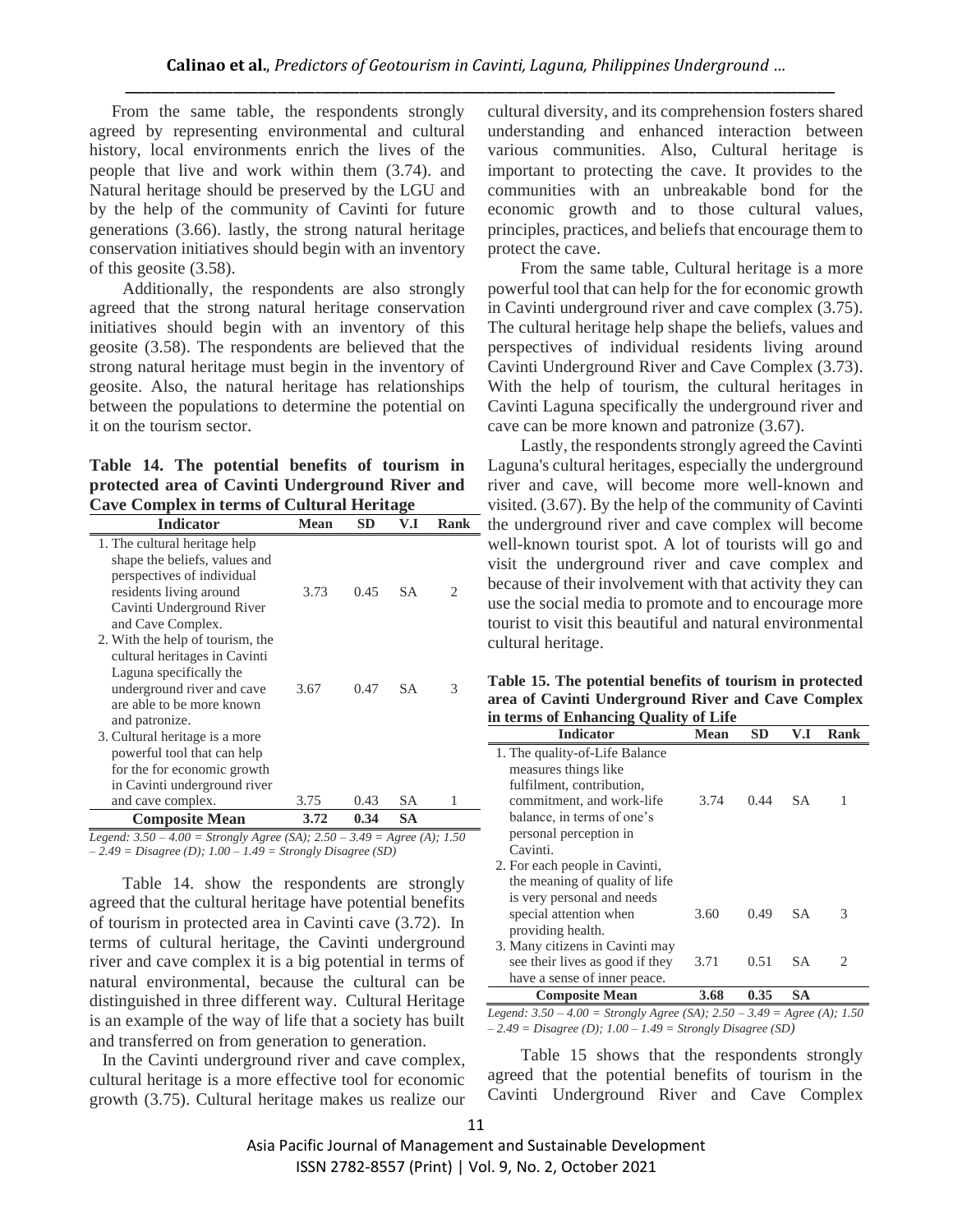From the same table, the respondents strongly agreed by representing environmental and cultural history, local environments enrich the lives of the people that live and work within them (3.74). and Natural heritage should be preserved by the LGU and by the help of the community of Cavinti for future generations (3.66). lastly, the strong natural heritage conservation initiatives should begin with an inventory of this geosite (3.58).

Additionally, the respondents are also strongly agreed that the strong natural heritage conservation initiatives should begin with an inventory of this geosite (3.58). The respondents are believed that the strong natural heritage must begin in the inventory of geosite. Also, the natural heritage has relationships between the populations to determine the potential on it on the tourism sector.

**Table 14. The potential benefits of tourism in protected area of Cavinti Underground River and Cave Complex in terms of Cultural Heritage**

| Indicator | Mean | SD | V.I | Rank |
|---|---|---|---|---|
| 1. The cultural heritage help shape the beliefs, values and perspectives of individual residents living around Cavinti Underground River and Cave Complex. | 3.73 | 0.45 | SA | 2 |
| 2. With the help of tourism, the cultural heritages in Cavinti Laguna specifically the underground river and cave are able to be more known and patronize. | 3.67 | 0.47 | SA | 3 |
| 3. Cultural heritage is a more powerful tool that can help for the for economic growth in Cavinti underground river and cave complex. | 3.75 | 0.43 | SA | 1 |
| **Composite Mean** | **3.72** | **0.34** | **SA** | |

*Legend: 3.50 – 4.00 = Strongly Agree (SA); 2.50 – 3.49 = Agree (A); 1.50 – 2.49 = Disagree (D); 1.00 – 1.49 = Strongly Disagree (SD)*

Table 14. show the respondents are strongly agreed that the cultural heritage have potential benefits of tourism in protected area in Cavinti cave (3.72). In terms of cultural heritage, the Cavinti underground river and cave complex it is a big potential in terms of natural environmental, because the cultural can be distinguished in three different way. Cultural Heritage is an example of the way of life that a society has built and transferred on from generation to generation.

In the Cavinti underground river and cave complex, cultural heritage is a more effective tool for economic growth (3.75). Cultural heritage makes us realize our cultural diversity, and its comprehension fosters shared understanding and enhanced interaction between various communities. Also, Cultural heritage is important to protecting the cave. It provides to the communities with an unbreakable bond for the economic growth and to those cultural values, principles, practices, and beliefs that encourage them to protect the cave.

From the same table, Cultural heritage is a more powerful tool that can help for the for economic growth in Cavinti underground river and cave complex (3.75). The cultural heritage help shape the beliefs, values and perspectives of individual residents living around Cavinti Underground River and Cave Complex (3.73). With the help of tourism, the cultural heritages in Cavinti Laguna specifically the underground river and cave can be more known and patronize (3.67).

Lastly, the respondents strongly agreed the Cavinti Laguna's cultural heritages, especially the underground river and cave, will become more well-known and visited. (3.67). By the help of the community of Cavinti the underground river and cave complex will become well-known tourist spot. A lot of tourists will go and visit the underground river and cave complex and because of their involvement with that activity they can use the social media to promote and to encourage more tourist to visit this beautiful and natural environmental cultural heritage.

**Table 15. The potential benefits of tourism in protected area of Cavinti Underground River and Cave Complex in terms of Enhancing Quality of Life**

| Indicator | Mean | SD | V.I | Rank |
|---|---|---|---|---|
| 1. The quality-of-Life Balance measures things like fulfilment, contribution, commitment, and work-life balance, in terms of one's personal perception in Cavinti. | 3.74 | 0.44 | SA | 1 |
| 2. For each people in Cavinti, the meaning of quality of life is very personal and needs special attention when providing health. | 3.60 | 0.49 | SA | 3 |
| 3. Many citizens in Cavinti may see their lives as good if they have a sense of inner peace. | 3.71 | 0.51 | SA | 2 |
| **Composite Mean** | **3.68** | **0.35** | **SA** | |

*Legend: 3.50 – 4.00 = Strongly Agree (SA); 2.50 – 3.49 = Agree (A); 1.50 – 2.49 = Disagree (D); 1.00 – 1.49 = Strongly Disagree (SD)*

Table 15 shows that the respondents strongly agreed that the potential benefits of tourism in the Cavinti Underground River and Cave Complex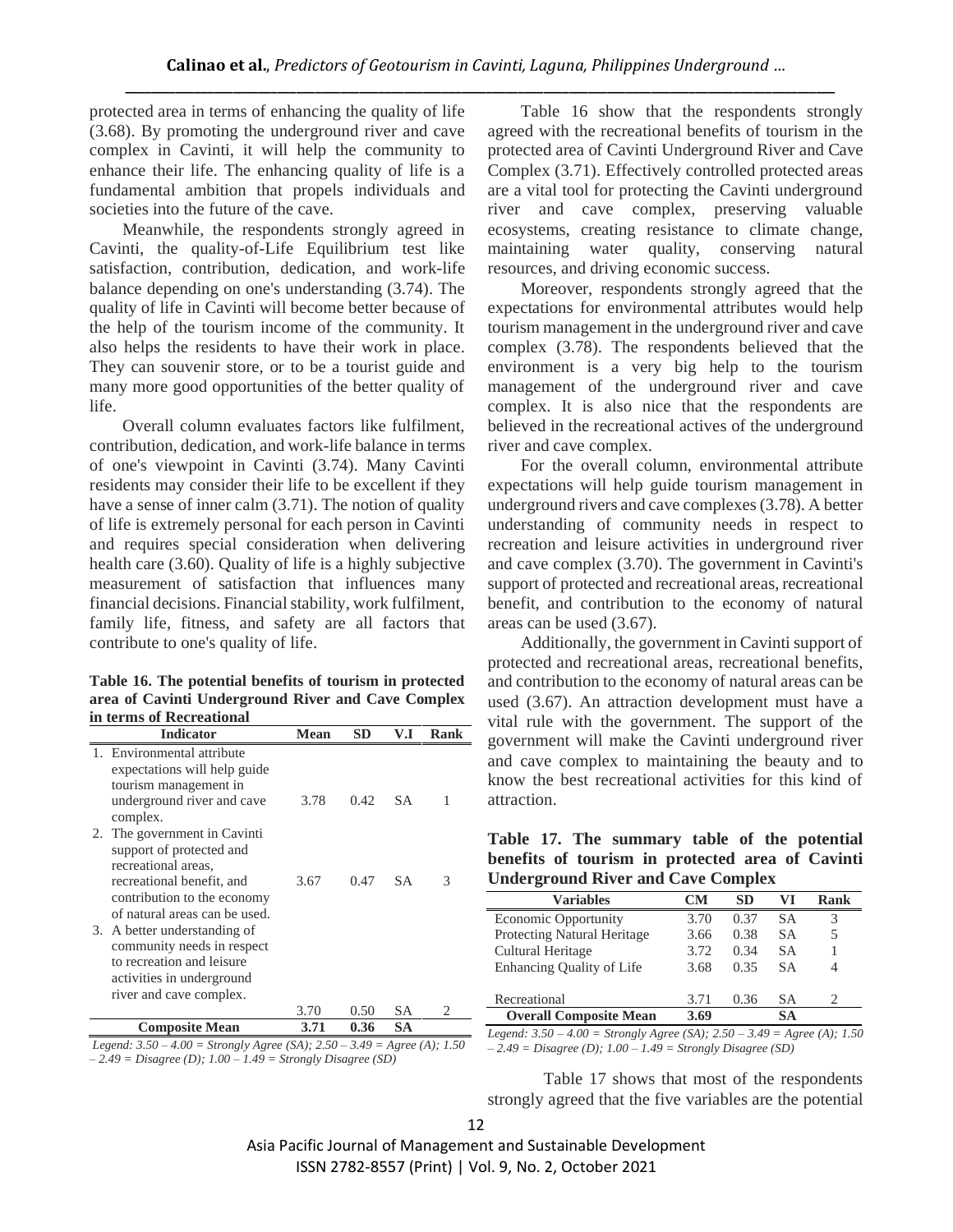protected area in terms of enhancing the quality of life (3.68). By promoting the underground river and cave complex in Cavinti, it will help the community to enhance their life. The enhancing quality of life is a fundamental ambition that propels individuals and societies into the future of the cave.

Meanwhile, the respondents strongly agreed in Cavinti, the quality-of-Life Equilibrium test like satisfaction, contribution, dedication, and work-life balance depending on one's understanding (3.74). The quality of life in Cavinti will become better because of the help of the tourism income of the community. It also helps the residents to have their work in place. They can souvenir store, or to be a tourist guide and many more good opportunities of the better quality of life.

Overall column evaluates factors like fulfilment, contribution, dedication, and work-life balance in terms of one's viewpoint in Cavinti (3.74). Many Cavinti residents may consider their life to be excellent if they have a sense of inner calm (3.71). The notion of quality of life is extremely personal for each person in Cavinti and requires special consideration when delivering health care (3.60). Quality of life is a highly subjective measurement of satisfaction that influences many financial decisions. Financial stability, work fulfilment, family life, fitness, and safety are all factors that contribute to one's quality of life.

**Table 16. The potential benefits of tourism in protected area of Cavinti Underground River and Cave Complex in terms of Recreational**

| Indicator | Mean | SD | V.I | Rank |
|---|---|---|---|---|
| 1. Environmental attribute expectations will help guide tourism management in underground river and cave complex. | 3.78 | 0.42 | SA | 1 |
| 2. The government in Cavinti support of protected and recreational areas, recreational benefit, and contribution to the economy of natural areas can be used. | 3.67 | 0.47 | SA | 3 |
| 3. A better understanding of community needs in respect to recreation and leisure activities in underground river and cave complex. | 3.70 | 0.50 | SA | 2 |
| **Composite Mean** | **3.71** | **0.36** | **SA** | |

*Legend: 3.50 – 4.00 = Strongly Agree (SA); 2.50 – 3.49 = Agree (A); 1.50 – 2.49 = Disagree (D); 1.00 – 1.49 = Strongly Disagree (SD)*

Table 16 show that the respondents strongly agreed with the recreational benefits of tourism in the protected area of Cavinti Underground River and Cave Complex (3.71). Effectively controlled protected areas are a vital tool for protecting the Cavinti underground river and cave complex, preserving valuable ecosystems, creating resistance to climate change, maintaining water quality, conserving natural resources, and driving economic success.

Moreover, respondents strongly agreed that the expectations for environmental attributes would help tourism management in the underground river and cave complex (3.78). The respondents believed that the environment is a very big help to the tourism management of the underground river and cave complex. It is also nice that the respondents are believed in the recreational actives of the underground river and cave complex.

For the overall column, environmental attribute expectations will help guide tourism management in underground rivers and cave complexes (3.78). A better understanding of community needs in respect to recreation and leisure activities in underground river and cave complex (3.70). The government in Cavinti's support of protected and recreational areas, recreational benefit, and contribution to the economy of natural areas can be used (3.67).

Additionally, the government in Cavinti support of protected and recreational areas, recreational benefits, and contribution to the economy of natural areas can be used (3.67). An attraction development must have a vital rule with the government. The support of the government will make the Cavinti underground river and cave complex to maintaining the beauty and to know the best recreational activities for this kind of attraction.

**Table 17. The summary table of the potential benefits of tourism in protected area of Cavinti Underground River and Cave Complex**

| Variables | CM | SD | VI | Rank |
|---|---|---|---|---|
| Economic Opportunity | 3.70 | 0.37 | SA | 3 |
| Protecting Natural Heritage | 3.66 | 0.38 | SA | 5 |
| Cultural Heritage | 3.72 | 0.34 | SA | 1 |
| Enhancing Quality of Life | 3.68 | 0.35 | SA | 4 |
| Recreational | 3.71 | 0.36 | SA | 2 |
| **Overall Composite Mean** | **3.69** | | **SA** | |

*Legend: 3.50 – 4.00 = Strongly Agree (SA); 2.50 – 3.49 = Agree (A); 1.50 – 2.49 = Disagree (D); 1.00 – 1.49 = Strongly Disagree (SD)*

Table 17 shows that most of the respondents strongly agreed that the five variables are the potential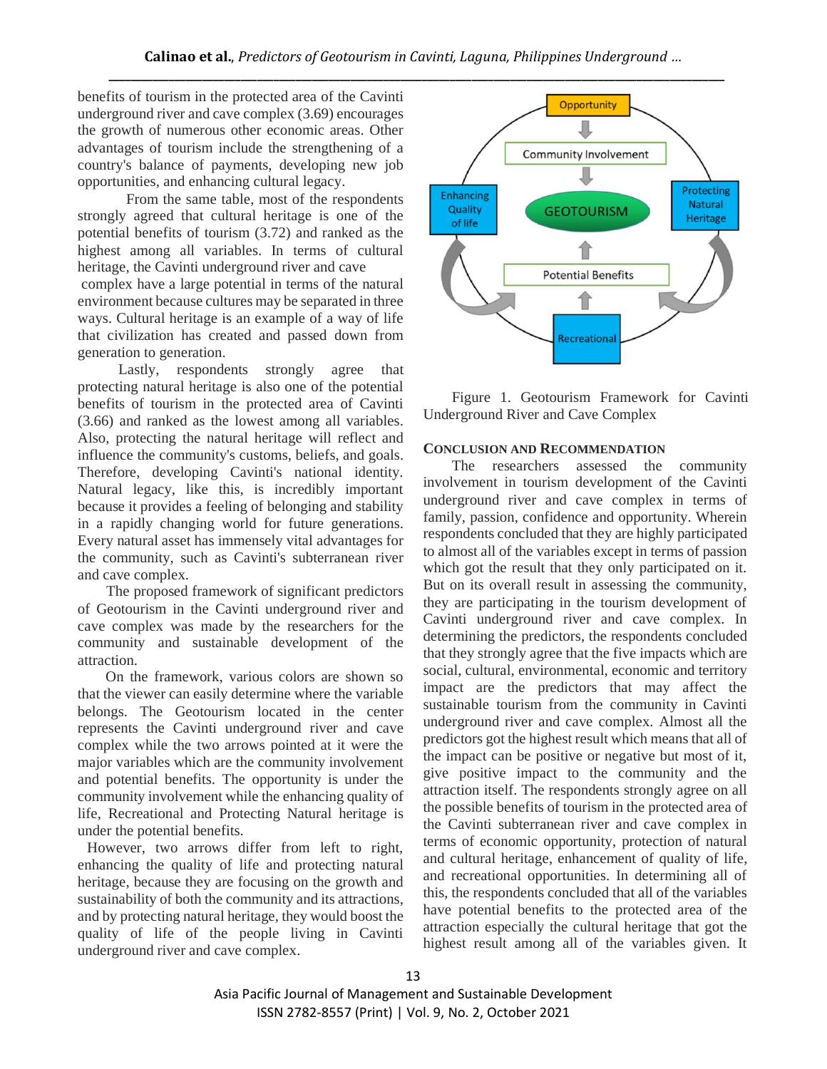benefits of tourism in the protected area of the Cavinti underground river and cave complex (3.69) encourages the growth of numerous other economic areas. Other advantages of tourism include the strengthening of a country's balance of payments, developing new job opportunities, and enhancing cultural legacy.

From the same table, most of the respondents strongly agreed that cultural heritage is one of the potential benefits of tourism (3.72) and ranked as the highest among all variables. In terms of cultural heritage, the Cavinti underground river and cave complex have a large potential in terms of the natural environment because cultures may be separated in three ways. Cultural heritage is an example of a way of life that civilization has created and passed down from generation to generation.

Lastly, respondents strongly agree that protecting natural heritage is also one of the potential benefits of tourism in the protected area of Cavinti (3.66) and ranked as the lowest among all variables. Also, protecting the natural heritage will reflect and influence the community's customs, beliefs, and goals. Therefore, developing Cavinti's national identity. Natural legacy, like this, is incredibly important because it provides a feeling of belonging and stability in a rapidly changing world for future generations. Every natural asset has immensely vital advantages for the community, such as Cavinti's subterranean river and cave complex.

The proposed framework of significant predictors of Geotourism in the Cavinti underground river and cave complex was made by the researchers for the community and sustainable development of the attraction.

On the framework, various colors are shown so that the viewer can easily determine where the variable belongs. The Geotourism located in the center represents the Cavinti underground river and cave complex while the two arrows pointed at it were the major variables which are the community involvement and potential benefits. The opportunity is under the community involvement while the enhancing quality of life, Recreational and Protecting Natural heritage is under the potential benefits.

However, two arrows differ from left to right, enhancing the quality of life and protecting natural heritage, because they are focusing on the growth and sustainability of both the community and its attractions, and by protecting natural heritage, they would boost the quality of life of the people living in Cavinti underground river and cave complex.

Opportunity → Community Involvement → GEOTOURISM ← Potential Benefits ← Recreational

Enhancing Quality of life | Protecting Natural Heritage

Figure 1. Geotourism Framework for Cavinti Underground River and Cave Complex

## CONCLUSION AND RECOMMENDATION

The researchers assessed the community involvement in tourism development of the Cavinti underground river and cave complex in terms of family, passion, confidence and opportunity. Wherein respondents concluded that they are highly participated to almost all of the variables except in terms of passion which got the result that they only participated on it. But on its overall result in assessing the community, they are participating in the tourism development of Cavinti underground river and cave complex. In determining the predictors, the respondents concluded that they strongly agree that the five impacts which are social, cultural, environmental, economic and territory impact are the predictors that may affect the sustainable tourism from the community in Cavinti underground river and cave complex. Almost all the predictors got the highest result which means that all of the impact can be positive or negative but most of it, give positive impact to the community and the attraction itself. The respondents strongly agree on all the possible benefits of tourism in the protected area of the Cavinti subterranean river and cave complex in terms of economic opportunity, protection of natural and cultural heritage, enhancement of quality of life, and recreational opportunities. In determining all of this, the respondents concluded that all of the variables have potential benefits to the protected area of the attraction especially the cultural heritage that got the highest result among all of the variables given. It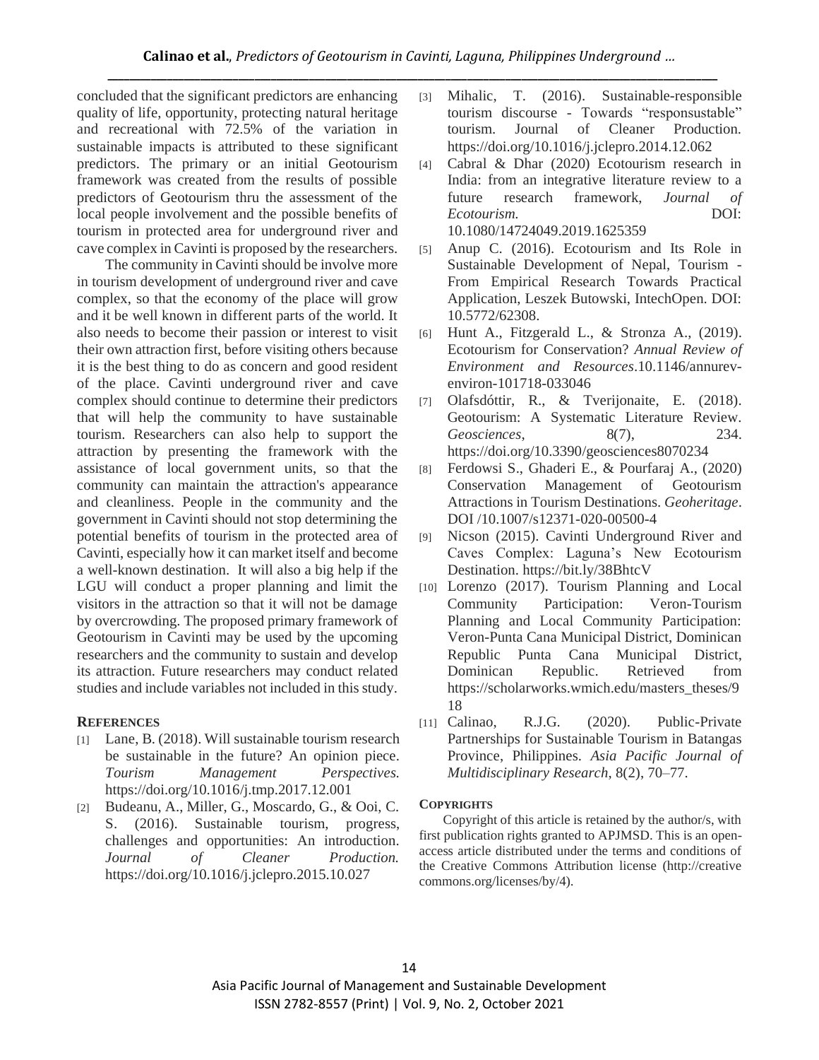concluded that the significant predictors are enhancing quality of life, opportunity, protecting natural heritage and recreational with 72.5% of the variation in sustainable impacts is attributed to these significant predictors. The primary or an initial Geotourism framework was created from the results of possible predictors of Geotourism thru the assessment of the local people involvement and the possible benefits of tourism in protected area for underground river and cave complex in Cavinti is proposed by the researchers.

The community in Cavinti should be involve more in tourism development of underground river and cave complex, so that the economy of the place will grow and it be well known in different parts of the world. It also needs to become their passion or interest to visit their own attraction first, before visiting others because it is the best thing to do as concern and good resident of the place. Cavinti underground river and cave complex should continue to determine their predictors that will help the community to have sustainable tourism. Researchers can also help to support the attraction by presenting the framework with the assistance of local government units, so that the community can maintain the attraction's appearance and cleanliness. People in the community and the government in Cavinti should not stop determining the potential benefits of tourism in the protected area of Cavinti, especially how it can market itself and become a well-known destination. It will also a big help if the LGU will conduct a proper planning and limit the visitors in the attraction so that it will not be damage by overcrowding. The proposed primary framework of Geotourism in Cavinti may be used by the upcoming researchers and the community to sustain and develop its attraction. Future researchers may conduct related studies and include variables not included in this study.

## REFERENCES

[1] Lane, B. (2018). Will sustainable tourism research be sustainable in the future? An opinion piece. *Tourism Management Perspectives.* https://doi.org/10.1016/j.tmp.2017.12.001

[2] Budeanu, A., Miller, G., Moscardo, G., & Ooi, C. S. (2016). Sustainable tourism, progress, challenges and opportunities: An introduction. *Journal of Cleaner Production.* https://doi.org/10.1016/j.jclepro.2015.10.027

[3] Mihalic, T. (2016). Sustainable-responsible tourism discourse - Towards "responsustable" tourism. Journal of Cleaner Production. https://doi.org/10.1016/j.jclepro.2014.12.062

[4] Cabral & Dhar (2020) Ecotourism research in India: from an integrative literature review to a future research framework, *Journal of Ecotourism.* DOI: 10.1080/14724049.2019.1625359

[5] Anup C. (2016). Ecotourism and Its Role in Sustainable Development of Nepal, Tourism - From Empirical Research Towards Practical Application, Leszek Butowski, IntechOpen. DOI: 10.5772/62308.

[6] Hunt A., Fitzgerald L., & Stronza A., (2019). Ecotourism for Conservation? *Annual Review of Environment and Resources*.10.1146/annurev-environ-101718-033046

[7] Olafsdóttir, R., & Tverijonaite, E. (2018). Geotourism: A Systematic Literature Review. *Geosciences*, 8(7), 234. https://doi.org/10.3390/geosciences8070234

[8] Ferdowsi S., Ghaderi E., & Pourfaraj A., (2020) Conservation Management of Geotourism Attractions in Tourism Destinations. *Geoheritage*. DOI /10.1007/s12371-020-00500-4

[9] Nicson (2015). Cavinti Underground River and Caves Complex: Laguna's New Ecotourism Destination. https://bit.ly/38BhtcV

[10] Lorenzo (2017). Tourism Planning and Local Community Participation: Veron-Tourism Planning and Local Community Participation: Veron-Punta Cana Municipal District, Dominican Republic Punta Cana Municipal District, Dominican Republic. Retrieved from https://scholarworks.wmich.edu/masters_theses/918

[11] Calinao, R.J.G. (2020). Public-Private Partnerships for Sustainable Tourism in Batangas Province, Philippines. *Asia Pacific Journal of Multidisciplinary Research*, 8(2), 70–77.

## COPYRIGHTS

Copyright of this article is retained by the author/s, with first publication rights granted to APJMSD. This is an open-access article distributed under the terms and conditions of the Creative Commons Attribution license (http://creative commons.org/licenses/by/4).